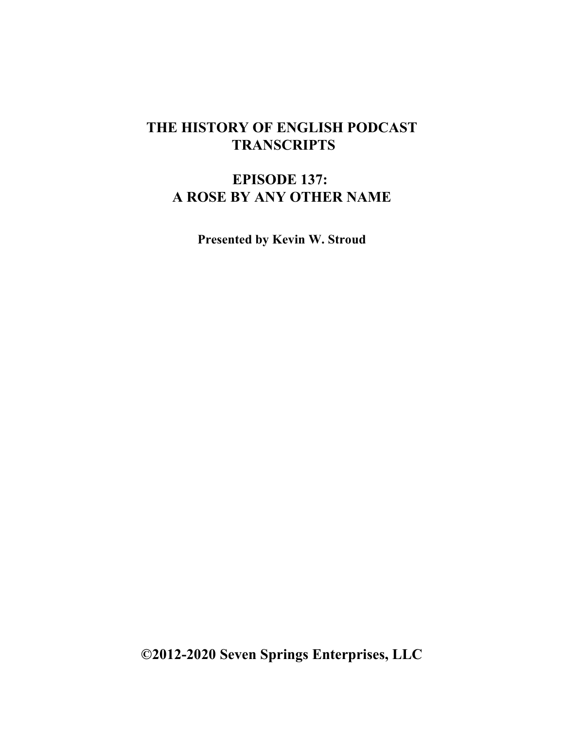# THE HISTORY OF ENGLISH PODCAST TRANSCRIPTS

## EPISODE 137: A ROSE BY ANY OTHER NAME

**Presented by Kevin W. Stroud**

**©2012-2020 Seven Springs Enterprises, LLC**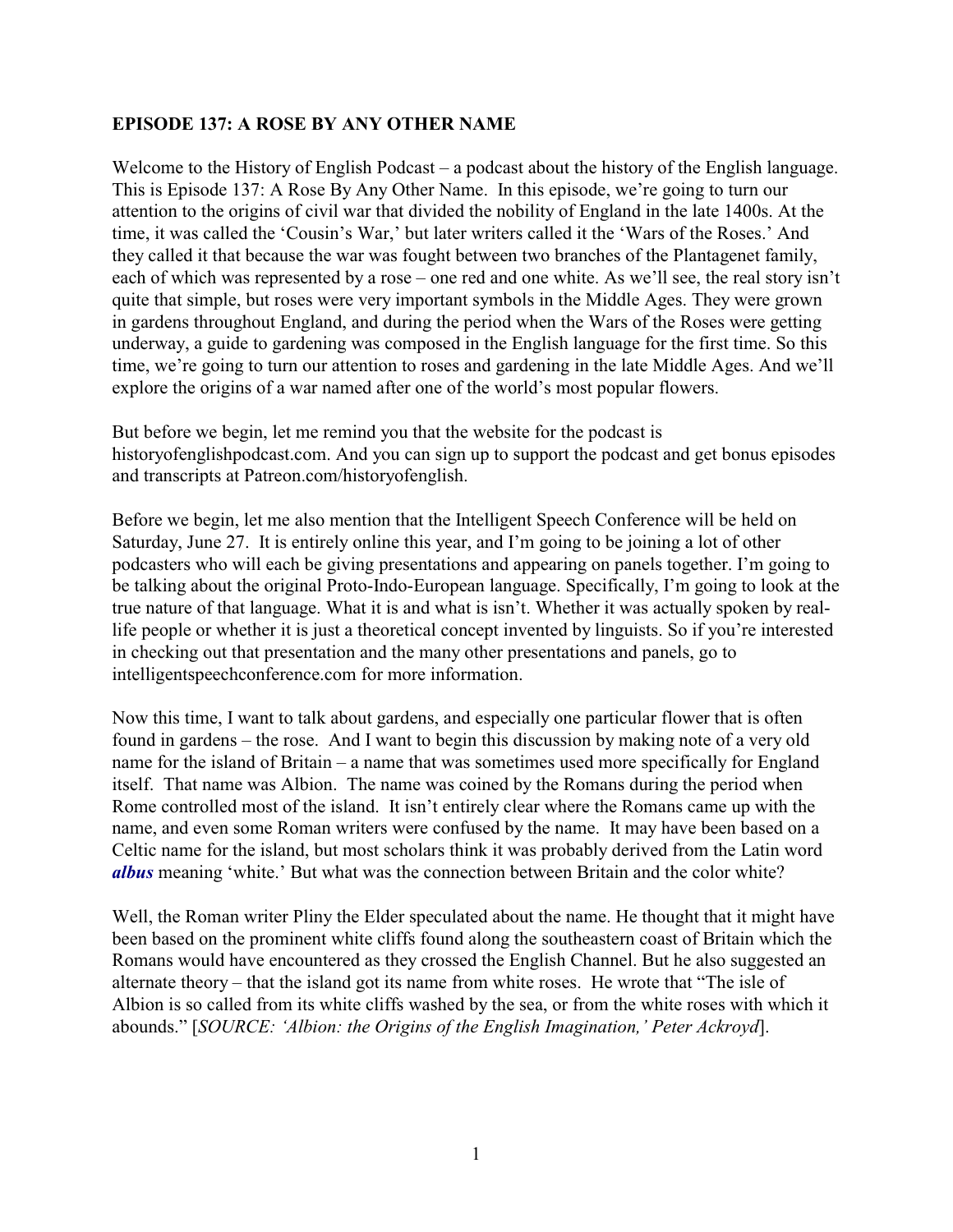**EPISODE 137: A ROSE BY ANY OTHER NAME**

Welcome to the History of English Podcast – a podcast about the history of the English language. This is Episode 137: A Rose By Any Other Name. In this episode, we're going to turn our attention to the origins of civil war that divided the nobility of England in the late 1400s. At the time, it was called the 'Cousin's War,' but later writers called it the 'Wars of the Roses.' And they called it that because the war was fought between two branches of the Plantagenet family, each of which was represented by a rose – one red and one white. As we'll see, the real story isn't quite that simple, but roses were very important symbols in the Middle Ages. They were grown in gardens throughout England, and during the period when the Wars of the Roses were getting underway, a guide to gardening was composed in the English language for the first time. So this time, we're going to turn our attention to roses and gardening in the late Middle Ages. And we'll explore the origins of a war named after one of the world's most popular flowers.

But before we begin, let me remind you that the website for the podcast is historyofenglishpodcast.com. And you can sign up to support the podcast and get bonus episodes and transcripts at Patreon.com/historyofenglish.

Before we begin, let me also mention that the Intelligent Speech Conference will be held on Saturday, June 27. It is entirely online this year, and I'm going to be joining a lot of other podcasters who will each be giving presentations and appearing on panels together. I'm going to be talking about the original Proto-Indo-European language. Specifically, I'm going to look at the true nature of that language. What it is and what is isn't. Whether it was actually spoken by real-life people or whether it is just a theoretical concept invented by linguists. So if you're interested in checking out that presentation and the many other presentations and panels, go to intelligentspeechconference.com for more information.

Now this time, I want to talk about gardens, and especially one particular flower that is often found in gardens – the rose. And I want to begin this discussion by making note of a very old name for the island of Britain – a name that was sometimes used more specifically for England itself. That name was Albion. The name was coined by the Romans during the period when Rome controlled most of the island. It isn't entirely clear where the Romans came up with the name, and even some Roman writers were confused by the name. It may have been based on a Celtic name for the island, but most scholars think it was probably derived from the Latin word ***albus*** meaning 'white.' But what was the connection between Britain and the color white?

Well, the Roman writer Pliny the Elder speculated about the name. He thought that it might have been based on the prominent white cliffs found along the southeastern coast of Britain which the Romans would have encountered as they crossed the English Channel. But he also suggested an alternate theory – that the island got its name from white roses. He wrote that "The isle of Albion is so called from its white cliffs washed by the sea, or from the white roses with which it abounds." [*SOURCE: 'Albion: the Origins of the English Imagination,' Peter Ackroyd*].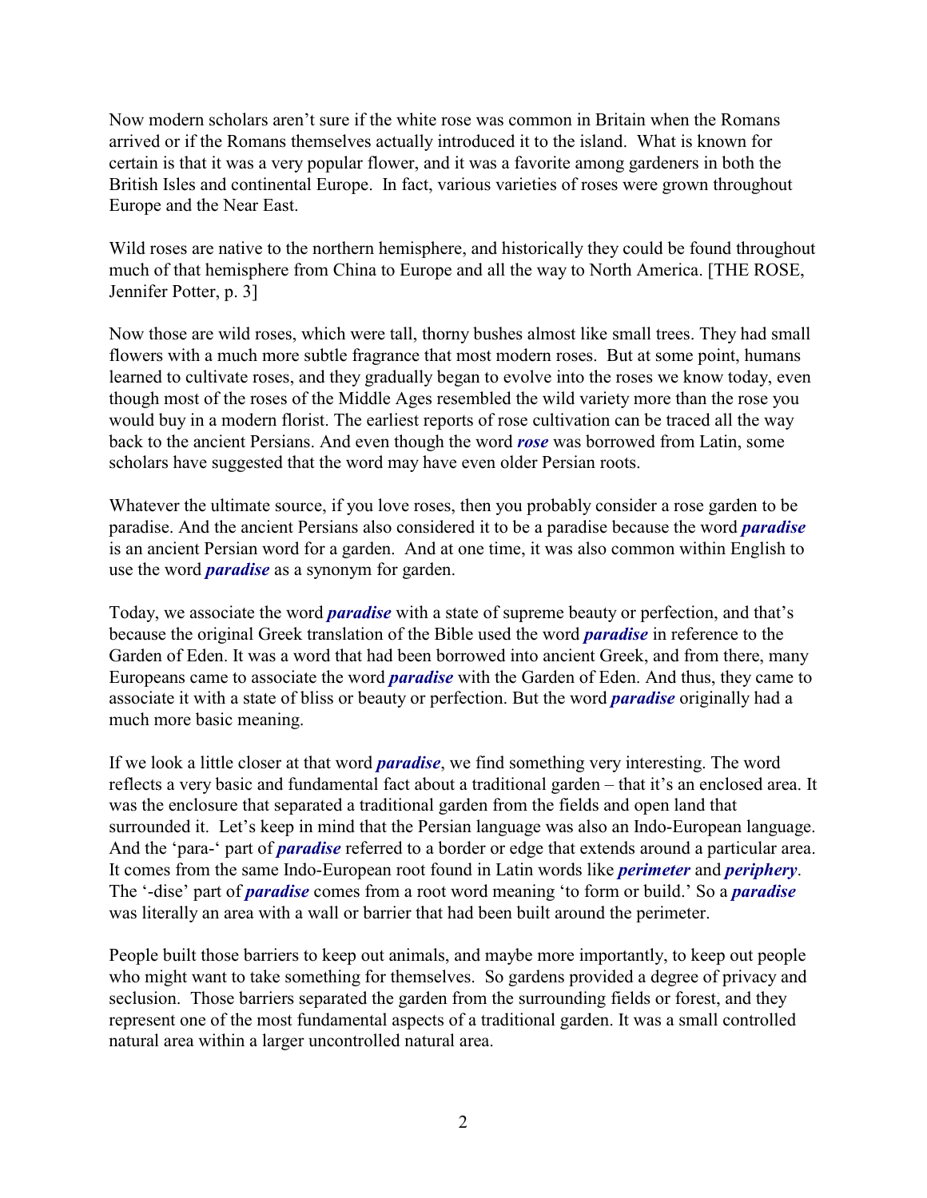Now modern scholars aren't sure if the white rose was common in Britain when the Romans arrived or if the Romans themselves actually introduced it to the island. What is known for certain is that it was a very popular flower, and it was a favorite among gardeners in both the British Isles and continental Europe. In fact, various varieties of roses were grown throughout Europe and the Near East.

Wild roses are native to the northern hemisphere, and historically they could be found throughout much of that hemisphere from China to Europe and all the way to North America. [THE ROSE, Jennifer Potter, p. 3]

Now those are wild roses, which were tall, thorny bushes almost like small trees. They had small flowers with a much more subtle fragrance that most modern roses. But at some point, humans learned to cultivate roses, and they gradually began to evolve into the roses we know today, even though most of the roses of the Middle Ages resembled the wild variety more than the rose you would buy in a modern florist. The earliest reports of rose cultivation can be traced all the way back to the ancient Persians. And even though the word ***rose*** was borrowed from Latin, some scholars have suggested that the word may have even older Persian roots.

Whatever the ultimate source, if you love roses, then you probably consider a rose garden to be paradise. And the ancient Persians also considered it to be a paradise because the word ***paradise*** is an ancient Persian word for a garden. And at one time, it was also common within English to use the word ***paradise*** as a synonym for garden.

Today, we associate the word ***paradise*** with a state of supreme beauty or perfection, and that's because the original Greek translation of the Bible used the word ***paradise*** in reference to the Garden of Eden. It was a word that had been borrowed into ancient Greek, and from there, many Europeans came to associate the word ***paradise*** with the Garden of Eden. And thus, they came to associate it with a state of bliss or beauty or perfection. But the word ***paradise*** originally had a much more basic meaning.

If we look a little closer at that word ***paradise***, we find something very interesting. The word reflects a very basic and fundamental fact about a traditional garden – that it's an enclosed area. It was the enclosure that separated a traditional garden from the fields and open land that surrounded it. Let's keep in mind that the Persian language was also an Indo-European language. And the 'para-' part of ***paradise*** referred to a border or edge that extends around a particular area. It comes from the same Indo-European root found in Latin words like ***perimeter*** and ***periphery***. The '-dise' part of ***paradise*** comes from a root word meaning 'to form or build.' So a ***paradise*** was literally an area with a wall or barrier that had been built around the perimeter.

People built those barriers to keep out animals, and maybe more importantly, to keep out people who might want to take something for themselves. So gardens provided a degree of privacy and seclusion. Those barriers separated the garden from the surrounding fields or forest, and they represent one of the most fundamental aspects of a traditional garden. It was a small controlled natural area within a larger uncontrolled natural area.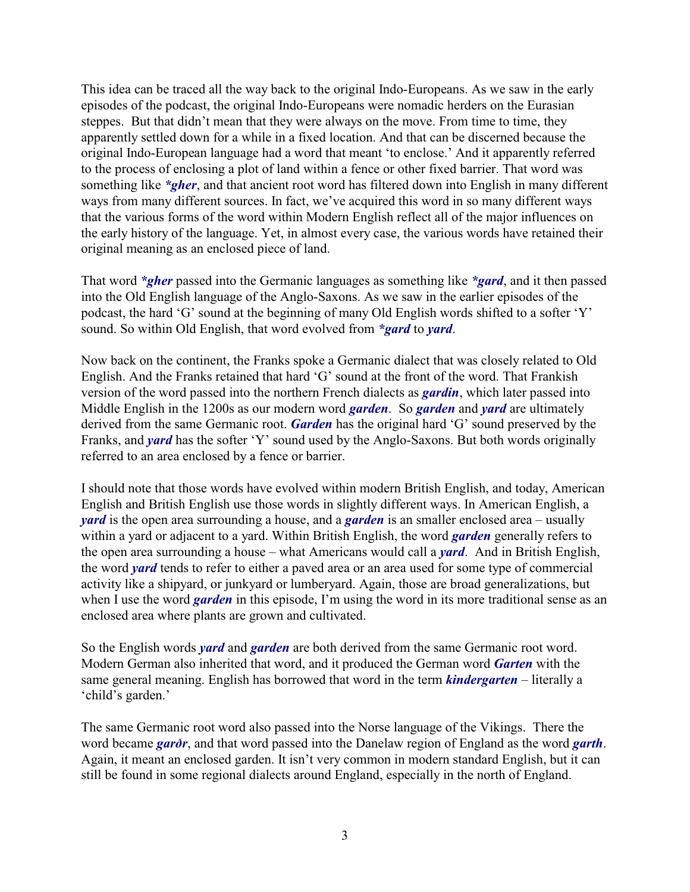This idea can be traced all the way back to the original Indo-Europeans. As we saw in the early episodes of the podcast, the original Indo-Europeans were nomadic herders on the Eurasian steppes. But that didn't mean that they were always on the move. From time to time, they apparently settled down for a while in a fixed location. And that can be discerned because the original Indo-European language had a word that meant 'to enclose.' And it apparently referred to the process of enclosing a plot of land within a fence or other fixed barrier. That word was something like ***gher**, and that ancient root word has filtered down into English in many different ways from many different sources. In fact, we've acquired this word in so many different ways that the various forms of the word within Modern English reflect all of the major influences on the early history of the language. Yet, in almost every case, the various words have retained their original meaning as an enclosed piece of land.

That word ***gher** passed into the Germanic languages as something like ***gard**, and it then passed into the Old English language of the Anglo-Saxons. As we saw in the earlier episodes of the podcast, the hard 'G' sound at the beginning of many Old English words shifted to a softer 'Y' sound. So within Old English, that word evolved from ***gard** to ***yard***.

Now back on the continent, the Franks spoke a Germanic dialect that was closely related to Old English. And the Franks retained that hard 'G' sound at the front of the word. That Frankish version of the word passed into the northern French dialects as ***gardin***, which later passed into Middle English in the 1200s as our modern word ***garden***. So ***garden*** and ***yard*** are ultimately derived from the same Germanic root. ***Garden*** has the original hard 'G' sound preserved by the Franks, and ***yard*** has the softer 'Y' sound used by the Anglo-Saxons. But both words originally referred to an area enclosed by a fence or barrier.

I should note that those words have evolved within modern British English, and today, American English and British English use those words in slightly different ways. In American English, a ***yard*** is the open area surrounding a house, and a ***garden*** is an smaller enclosed area – usually within a yard or adjacent to a yard. Within British English, the word ***garden*** generally refers to the open area surrounding a house – what Americans would call a ***yard***. And in British English, the word ***yard*** tends to refer to either a paved area or an area used for some type of commercial activity like a shipyard, or junkyard or lumberyard. Again, those are broad generalizations, but when I use the word ***garden*** in this episode, I'm using the word in its more traditional sense as an enclosed area where plants are grown and cultivated.

So the English words ***yard*** and ***garden*** are both derived from the same Germanic root word. Modern German also inherited that word, and it produced the German word ***Garten*** with the same general meaning. English has borrowed that word in the term ***kindergarten*** – literally a 'child's garden.'

The same Germanic root word also passed into the Norse language of the Vikings. There the word became ***garðr***, and that word passed into the Danelaw region of England as the word ***garth***. Again, it meant an enclosed garden. It isn't very common in modern standard English, but it can still be found in some regional dialects around England, especially in the north of England.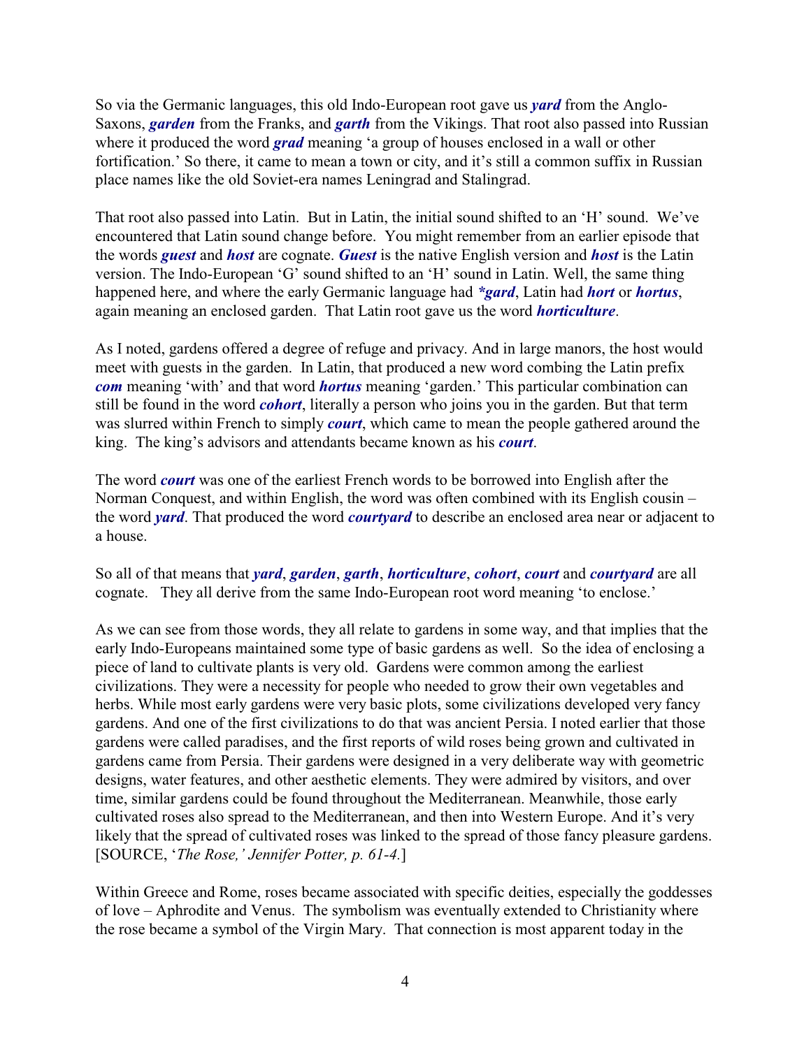So via the Germanic languages, this old Indo-European root gave us ***yard*** from the Anglo-Saxons, ***garden*** from the Franks, and ***garth*** from the Vikings. That root also passed into Russian where it produced the word ***grad*** meaning 'a group of houses enclosed in a wall or other fortification.' So there, it came to mean a town or city, and it's still a common suffix in Russian place names like the old Soviet-era names Leningrad and Stalingrad.

That root also passed into Latin. But in Latin, the initial sound shifted to an 'H' sound. We've encountered that Latin sound change before. You might remember from an earlier episode that the words ***guest*** and ***host*** are cognate. ***Guest*** is the native English version and ***host*** is the Latin version. The Indo-European 'G' sound shifted to an 'H' sound in Latin. Well, the same thing happened here, and where the early Germanic language had ***\*gard***, Latin had ***hort*** or ***hortus***, again meaning an enclosed garden. That Latin root gave us the word ***horticulture***.

As I noted, gardens offered a degree of refuge and privacy. And in large manors, the host would meet with guests in the garden. In Latin, that produced a new word combing the Latin prefix ***com*** meaning 'with' and that word ***hortus*** meaning 'garden.' This particular combination can still be found in the word ***cohort***, literally a person who joins you in the garden. But that term was slurred within French to simply ***court***, which came to mean the people gathered around the king. The king's advisors and attendants became known as his ***court***.

The word ***court*** was one of the earliest French words to be borrowed into English after the Norman Conquest, and within English, the word was often combined with its English cousin – the word ***yard***. That produced the word ***courtyard*** to describe an enclosed area near or adjacent to a house.

So all of that means that ***yard***, ***garden***, ***garth***, ***horticulture***, ***cohort***, ***court*** and ***courtyard*** are all cognate. They all derive from the same Indo-European root word meaning 'to enclose.'

As we can see from those words, they all relate to gardens in some way, and that implies that the early Indo-Europeans maintained some type of basic gardens as well. So the idea of enclosing a piece of land to cultivate plants is very old. Gardens were common among the earliest civilizations. They were a necessity for people who needed to grow their own vegetables and herbs. While most early gardens were very basic plots, some civilizations developed very fancy gardens. And one of the first civilizations to do that was ancient Persia. I noted earlier that those gardens were called paradises, and the first reports of wild roses being grown and cultivated in gardens came from Persia. Their gardens were designed in a very deliberate way with geometric designs, water features, and other aesthetic elements. They were admired by visitors, and over time, similar gardens could be found throughout the Mediterranean. Meanwhile, those early cultivated roses also spread to the Mediterranean, and then into Western Europe. And it's very likely that the spread of cultivated roses was linked to the spread of those fancy pleasure gardens. [SOURCE, '*The Rose,' Jennifer Potter, p. 61-4.*]

Within Greece and Rome, roses became associated with specific deities, especially the goddesses of love – Aphrodite and Venus. The symbolism was eventually extended to Christianity where the rose became a symbol of the Virgin Mary. That connection is most apparent today in the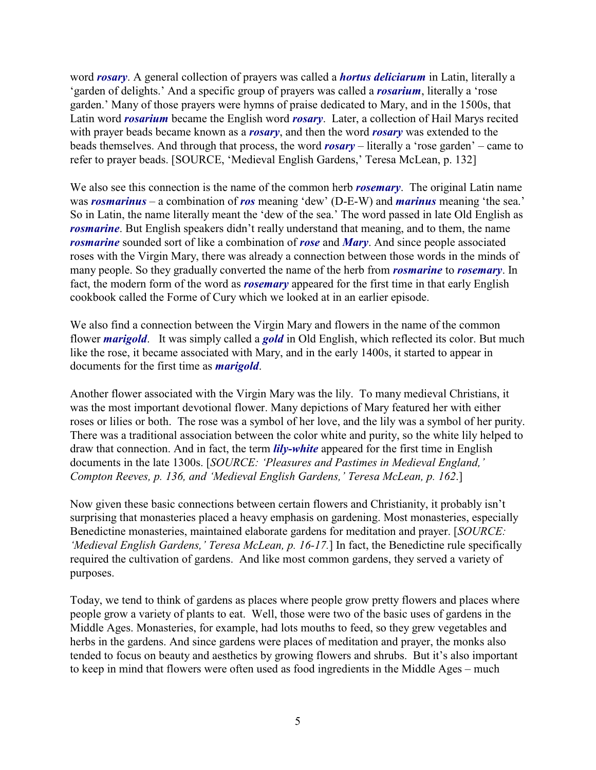word ***rosary***. A general collection of prayers was called a ***hortus deliciarum*** in Latin, literally a 'garden of delights.' And a specific group of prayers was called a ***rosarium***, literally a 'rose garden.' Many of those prayers were hymns of praise dedicated to Mary, and in the 1500s, that Latin word ***rosarium*** became the English word ***rosary***. Later, a collection of Hail Marys recited with prayer beads became known as a ***rosary***, and then the word ***rosary*** was extended to the beads themselves. And through that process, the word ***rosary*** – literally a 'rose garden' – came to refer to prayer beads. [SOURCE, 'Medieval English Gardens,' Teresa McLean, p. 132]

We also see this connection is the name of the common herb ***rosemary***. The original Latin name was ***rosmarinus*** – a combination of ***ros*** meaning 'dew' (D-E-W) and ***marinus*** meaning 'the sea.' So in Latin, the name literally meant the 'dew of the sea.' The word passed in late Old English as ***rosmarine***. But English speakers didn't really understand that meaning, and to them, the name ***rosmarine*** sounded sort of like a combination of ***rose*** and ***Mary***. And since people associated roses with the Virgin Mary, there was already a connection between those words in the minds of many people. So they gradually converted the name of the herb from ***rosmarine*** to ***rosemary***. In fact, the modern form of the word as ***rosemary*** appeared for the first time in that early English cookbook called the Forme of Cury which we looked at in an earlier episode.

We also find a connection between the Virgin Mary and flowers in the name of the common flower ***marigold***. It was simply called a ***gold*** in Old English, which reflected its color. But much like the rose, it became associated with Mary, and in the early 1400s, it started to appear in documents for the first time as ***marigold***.

Another flower associated with the Virgin Mary was the lily. To many medieval Christians, it was the most important devotional flower. Many depictions of Mary featured her with either roses or lilies or both. The rose was a symbol of her love, and the lily was a symbol of her purity. There was a traditional association between the color white and purity, so the white lily helped to draw that connection. And in fact, the term ***lily-white*** appeared for the first time in English documents in the late 1300s. [*SOURCE: 'Pleasures and Pastimes in Medieval England,' Compton Reeves, p. 136, and 'Medieval English Gardens,' Teresa McLean, p. 162*.]

Now given these basic connections between certain flowers and Christianity, it probably isn't surprising that monasteries placed a heavy emphasis on gardening. Most monasteries, especially Benedictine monasteries, maintained elaborate gardens for meditation and prayer. [*SOURCE: 'Medieval English Gardens,' Teresa McLean, p. 16-17.*] In fact, the Benedictine rule specifically required the cultivation of gardens. And like most common gardens, they served a variety of purposes.

Today, we tend to think of gardens as places where people grow pretty flowers and places where people grow a variety of plants to eat. Well, those were two of the basic uses of gardens in the Middle Ages. Monasteries, for example, had lots mouths to feed, so they grew vegetables and herbs in the gardens. And since gardens were places of meditation and prayer, the monks also tended to focus on beauty and aesthetics by growing flowers and shrubs. But it's also important to keep in mind that flowers were often used as food ingredients in the Middle Ages – much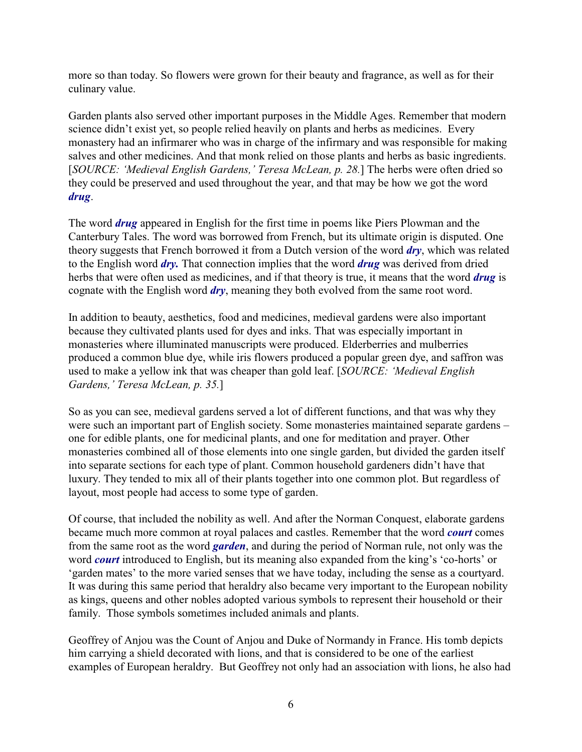more so than today. So flowers were grown for their beauty and fragrance, as well as for their culinary value.

Garden plants also served other important purposes in the Middle Ages. Remember that modern science didn't exist yet, so people relied heavily on plants and herbs as medicines. Every monastery had an infirmarer who was in charge of the infirmary and was responsible for making salves and other medicines. And that monk relied on those plants and herbs as basic ingredients. [*SOURCE: 'Medieval English Gardens,' Teresa McLean, p. 28.*] The herbs were often dried so they could be preserved and used throughout the year, and that may be how we got the word ***drug***.

The word ***drug*** appeared in English for the first time in poems like Piers Plowman and the Canterbury Tales. The word was borrowed from French, but its ultimate origin is disputed. One theory suggests that French borrowed it from a Dutch version of the word ***dry***, which was related to the English word ***dry.*** That connection implies that the word ***drug*** was derived from dried herbs that were often used as medicines, and if that theory is true, it means that the word ***drug*** is cognate with the English word ***dry***, meaning they both evolved from the same root word.

In addition to beauty, aesthetics, food and medicines, medieval gardens were also important because they cultivated plants used for dyes and inks. That was especially important in monasteries where illuminated manuscripts were produced. Elderberries and mulberries produced a common blue dye, while iris flowers produced a popular green dye, and saffron was used to make a yellow ink that was cheaper than gold leaf. [*SOURCE: 'Medieval English Gardens,' Teresa McLean, p. 35.*]

So as you can see, medieval gardens served a lot of different functions, and that was why they were such an important part of English society. Some monasteries maintained separate gardens – one for edible plants, one for medicinal plants, and one for meditation and prayer. Other monasteries combined all of those elements into one single garden, but divided the garden itself into separate sections for each type of plant. Common household gardeners didn't have that luxury. They tended to mix all of their plants together into one common plot. But regardless of layout, most people had access to some type of garden.

Of course, that included the nobility as well. And after the Norman Conquest, elaborate gardens became much more common at royal palaces and castles. Remember that the word ***court*** comes from the same root as the word ***garden***, and during the period of Norman rule, not only was the word ***court*** introduced to English, but its meaning also expanded from the king's 'co-horts' or 'garden mates' to the more varied senses that we have today, including the sense as a courtyard. It was during this same period that heraldry also became very important to the European nobility as kings, queens and other nobles adopted various symbols to represent their household or their family. Those symbols sometimes included animals and plants.

Geoffrey of Anjou was the Count of Anjou and Duke of Normandy in France. His tomb depicts him carrying a shield decorated with lions, and that is considered to be one of the earliest examples of European heraldry. But Geoffrey not only had an association with lions, he also had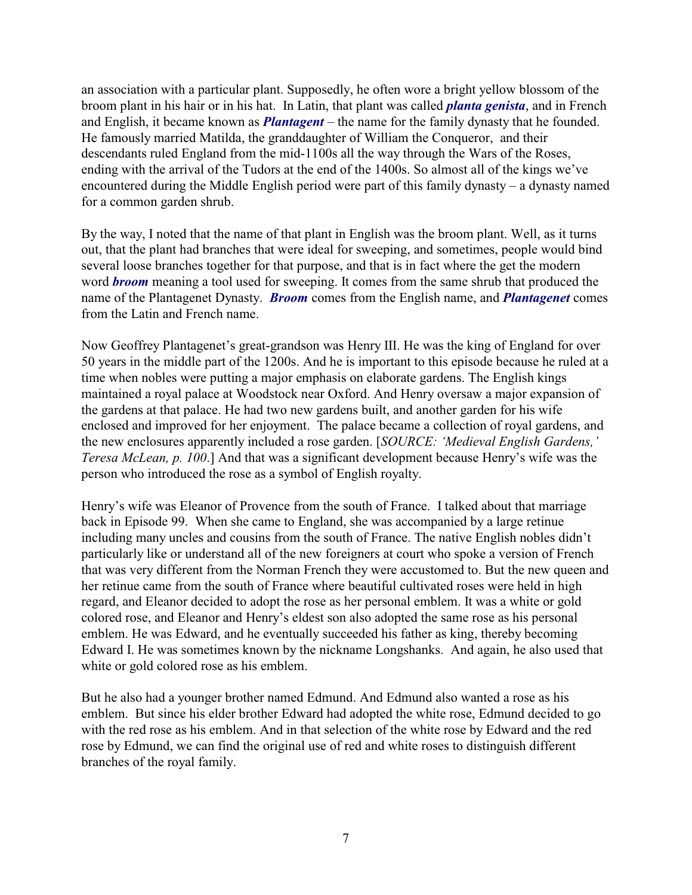an association with a particular plant. Supposedly, he often wore a bright yellow blossom of the broom plant in his hair or in his hat. In Latin, that plant was called ***planta genista***, and in French and English, it became known as ***Plantagent*** – the name for the family dynasty that he founded. He famously married Matilda, the granddaughter of William the Conqueror, and their descendants ruled England from the mid-1100s all the way through the Wars of the Roses, ending with the arrival of the Tudors at the end of the 1400s. So almost all of the kings we've encountered during the Middle English period were part of this family dynasty – a dynasty named for a common garden shrub.

By the way, I noted that the name of that plant in English was the broom plant. Well, as it turns out, that the plant had branches that were ideal for sweeping, and sometimes, people would bind several loose branches together for that purpose, and that is in fact where the get the modern word ***broom*** meaning a tool used for sweeping. It comes from the same shrub that produced the name of the Plantagenet Dynasty. ***Broom*** comes from the English name, and ***Plantagenet*** comes from the Latin and French name.

Now Geoffrey Plantagenet's great-grandson was Henry III. He was the king of England for over 50 years in the middle part of the 1200s. And he is important to this episode because he ruled at a time when nobles were putting a major emphasis on elaborate gardens. The English kings maintained a royal palace at Woodstock near Oxford. And Henry oversaw a major expansion of the gardens at that palace. He had two new gardens built, and another garden for his wife enclosed and improved for her enjoyment. The palace became a collection of royal gardens, and the new enclosures apparently included a rose garden. [*SOURCE: 'Medieval English Gardens,' Teresa McLean, p. 100*.] And that was a significant development because Henry's wife was the person who introduced the rose as a symbol of English royalty.

Henry's wife was Eleanor of Provence from the south of France. I talked about that marriage back in Episode 99. When she came to England, she was accompanied by a large retinue including many uncles and cousins from the south of France. The native English nobles didn't particularly like or understand all of the new foreigners at court who spoke a version of French that was very different from the Norman French they were accustomed to. But the new queen and her retinue came from the south of France where beautiful cultivated roses were held in high regard, and Eleanor decided to adopt the rose as her personal emblem. It was a white or gold colored rose, and Eleanor and Henry's eldest son also adopted the same rose as his personal emblem. He was Edward, and he eventually succeeded his father as king, thereby becoming Edward I. He was sometimes known by the nickname Longshanks. And again, he also used that white or gold colored rose as his emblem.

But he also had a younger brother named Edmund. And Edmund also wanted a rose as his emblem. But since his elder brother Edward had adopted the white rose, Edmund decided to go with the red rose as his emblem. And in that selection of the white rose by Edward and the red rose by Edmund, we can find the original use of red and white roses to distinguish different branches of the royal family.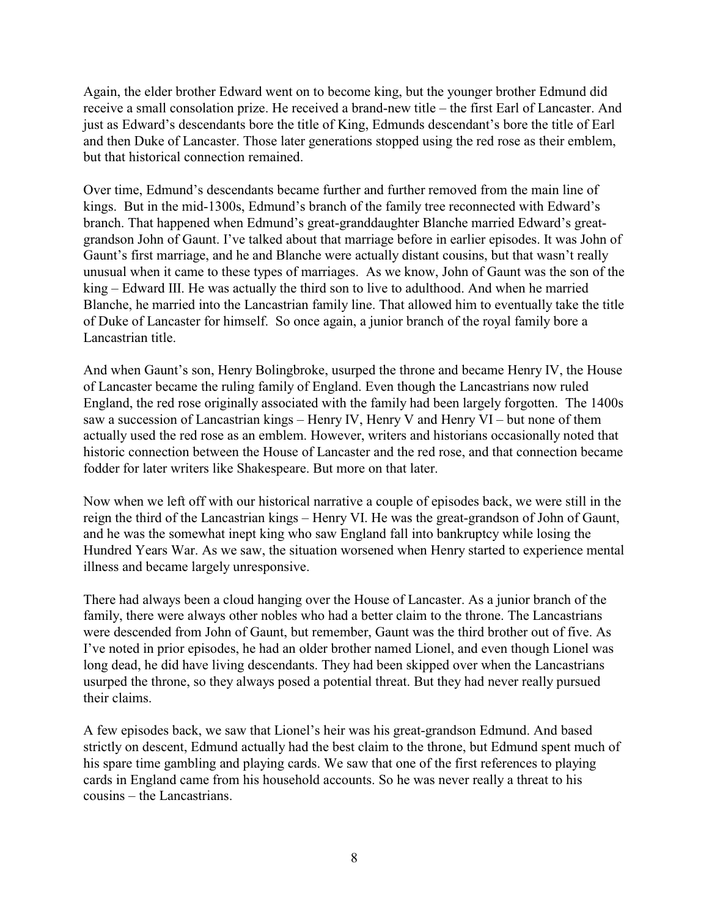Again, the elder brother Edward went on to become king, but the younger brother Edmund did receive a small consolation prize. He received a brand-new title – the first Earl of Lancaster. And just as Edward's descendants bore the title of King, Edmunds descendant's bore the title of Earl and then Duke of Lancaster. Those later generations stopped using the red rose as their emblem, but that historical connection remained.

Over time, Edmund's descendants became further and further removed from the main line of kings. But in the mid-1300s, Edmund's branch of the family tree reconnected with Edward's branch. That happened when Edmund's great-granddaughter Blanche married Edward's great-grandson John of Gaunt. I've talked about that marriage before in earlier episodes. It was John of Gaunt's first marriage, and he and Blanche were actually distant cousins, but that wasn't really unusual when it came to these types of marriages. As we know, John of Gaunt was the son of the king – Edward III. He was actually the third son to live to adulthood. And when he married Blanche, he married into the Lancastrian family line. That allowed him to eventually take the title of Duke of Lancaster for himself. So once again, a junior branch of the royal family bore a Lancastrian title.

And when Gaunt's son, Henry Bolingbroke, usurped the throne and became Henry IV, the House of Lancaster became the ruling family of England. Even though the Lancastrians now ruled England, the red rose originally associated with the family had been largely forgotten. The 1400s saw a succession of Lancastrian kings – Henry IV, Henry V and Henry VI – but none of them actually used the red rose as an emblem. However, writers and historians occasionally noted that historic connection between the House of Lancaster and the red rose, and that connection became fodder for later writers like Shakespeare. But more on that later.

Now when we left off with our historical narrative a couple of episodes back, we were still in the reign the third of the Lancastrian kings – Henry VI. He was the great-grandson of John of Gaunt, and he was the somewhat inept king who saw England fall into bankruptcy while losing the Hundred Years War. As we saw, the situation worsened when Henry started to experience mental illness and became largely unresponsive.

There had always been a cloud hanging over the House of Lancaster. As a junior branch of the family, there were always other nobles who had a better claim to the throne. The Lancastrians were descended from John of Gaunt, but remember, Gaunt was the third brother out of five. As I've noted in prior episodes, he had an older brother named Lionel, and even though Lionel was long dead, he did have living descendants. They had been skipped over when the Lancastrians usurped the throne, so they always posed a potential threat. But they had never really pursued their claims.

A few episodes back, we saw that Lionel's heir was his great-grandson Edmund. And based strictly on descent, Edmund actually had the best claim to the throne, but Edmund spent much of his spare time gambling and playing cards. We saw that one of the first references to playing cards in England came from his household accounts. So he was never really a threat to his cousins – the Lancastrians.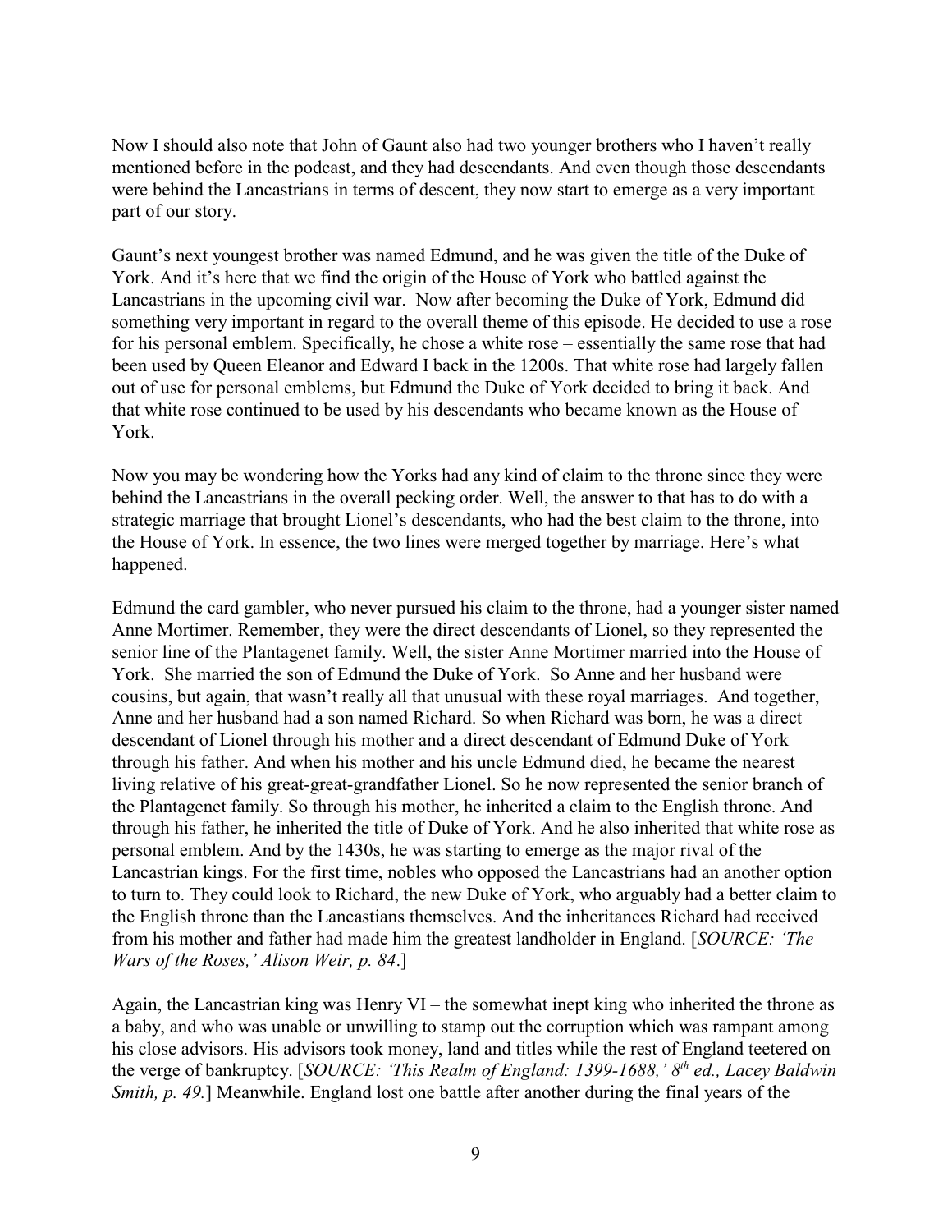Now I should also note that John of Gaunt also had two younger brothers who I haven't really mentioned before in the podcast, and they had descendants. And even though those descendants were behind the Lancastrians in terms of descent, they now start to emerge as a very important part of our story.

Gaunt's next youngest brother was named Edmund, and he was given the title of the Duke of York. And it's here that we find the origin of the House of York who battled against the Lancastrians in the upcoming civil war. Now after becoming the Duke of York, Edmund did something very important in regard to the overall theme of this episode. He decided to use a rose for his personal emblem. Specifically, he chose a white rose – essentially the same rose that had been used by Queen Eleanor and Edward I back in the 1200s. That white rose had largely fallen out of use for personal emblems, but Edmund the Duke of York decided to bring it back. And that white rose continued to be used by his descendants who became known as the House of York.

Now you may be wondering how the Yorks had any kind of claim to the throne since they were behind the Lancastrians in the overall pecking order. Well, the answer to that has to do with a strategic marriage that brought Lionel's descendants, who had the best claim to the throne, into the House of York. In essence, the two lines were merged together by marriage. Here's what happened.

Edmund the card gambler, who never pursued his claim to the throne, had a younger sister named Anne Mortimer. Remember, they were the direct descendants of Lionel, so they represented the senior line of the Plantagenet family. Well, the sister Anne Mortimer married into the House of York. She married the son of Edmund the Duke of York. So Anne and her husband were cousins, but again, that wasn't really all that unusual with these royal marriages. And together, Anne and her husband had a son named Richard. So when Richard was born, he was a direct descendant of Lionel through his mother and a direct descendant of Edmund Duke of York through his father. And when his mother and his uncle Edmund died, he became the nearest living relative of his great-great-grandfather Lionel. So he now represented the senior branch of the Plantagenet family. So through his mother, he inherited a claim to the English throne. And through his father, he inherited the title of Duke of York. And he also inherited that white rose as personal emblem. And by the 1430s, he was starting to emerge as the major rival of the Lancastrian kings. For the first time, nobles who opposed the Lancastrians had an another option to turn to. They could look to Richard, the new Duke of York, who arguably had a better claim to the English throne than the Lancastians themselves. And the inheritances Richard had received from his mother and father had made him the greatest landholder in England. [*SOURCE: 'The Wars of the Roses,' Alison Weir, p. 84*.]

Again, the Lancastrian king was Henry VI – the somewhat inept king who inherited the throne as a baby, and who was unable or unwilling to stamp out the corruption which was rampant among his close advisors. His advisors took money, land and titles while the rest of England teetered on the verge of bankruptcy. [*SOURCE: 'This Realm of England: 1399-1688,' 8th ed., Lacey Baldwin Smith, p. 49.*] Meanwhile. England lost one battle after another during the final years of the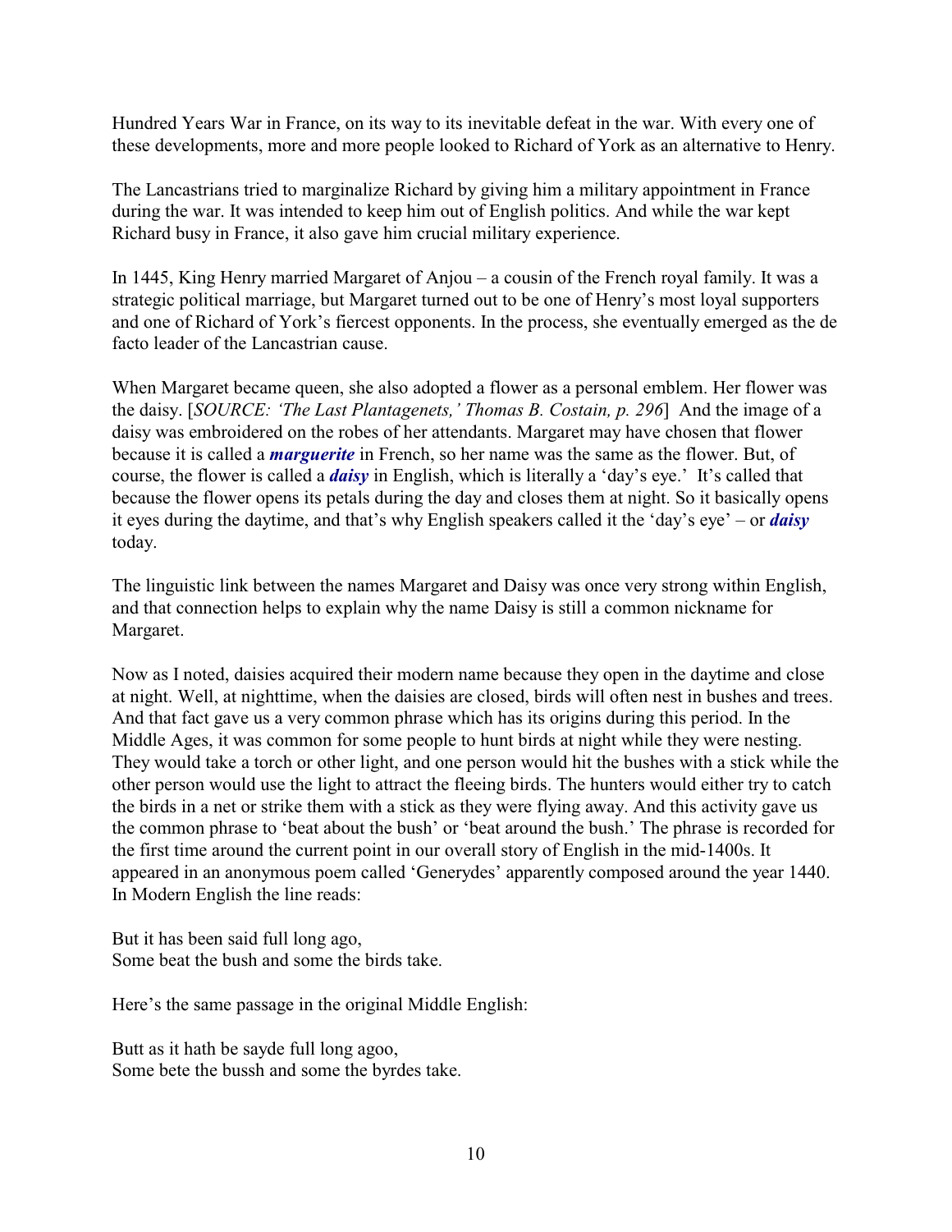Hundred Years War in France, on its way to its inevitable defeat in the war. With every one of these developments, more and more people looked to Richard of York as an alternative to Henry.

The Lancastrians tried to marginalize Richard by giving him a military appointment in France during the war. It was intended to keep him out of English politics. And while the war kept Richard busy in France, it also gave him crucial military experience.

In 1445, King Henry married Margaret of Anjou – a cousin of the French royal family. It was a strategic political marriage, but Margaret turned out to be one of Henry's most loyal supporters and one of Richard of York's fiercest opponents. In the process, she eventually emerged as the de facto leader of the Lancastrian cause.

When Margaret became queen, she also adopted a flower as a personal emblem. Her flower was the daisy. [*SOURCE: 'The Last Plantagenets,' Thomas B. Costain, p. 296*] And the image of a daisy was embroidered on the robes of her attendants. Margaret may have chosen that flower because it is called a ***marguerite*** in French, so her name was the same as the flower. But, of course, the flower is called a ***daisy*** in English, which is literally a 'day's eye.' It's called that because the flower opens its petals during the day and closes them at night. So it basically opens it eyes during the daytime, and that's why English speakers called it the 'day's eye' – or ***daisy*** today.

The linguistic link between the names Margaret and Daisy was once very strong within English, and that connection helps to explain why the name Daisy is still a common nickname for Margaret.

Now as I noted, daisies acquired their modern name because they open in the daytime and close at night. Well, at nighttime, when the daisies are closed, birds will often nest in bushes and trees. And that fact gave us a very common phrase which has its origins during this period. In the Middle Ages, it was common for some people to hunt birds at night while they were nesting. They would take a torch or other light, and one person would hit the bushes with a stick while the other person would use the light to attract the fleeing birds. The hunters would either try to catch the birds in a net or strike them with a stick as they were flying away. And this activity gave us the common phrase to 'beat about the bush' or 'beat around the bush.' The phrase is recorded for the first time around the current point in our overall story of English in the mid-1400s. It appeared in an anonymous poem called 'Generydes' apparently composed around the year 1440. In Modern English the line reads:

But it has been said full long ago,
Some beat the bush and some the birds take.

Here's the same passage in the original Middle English:

Butt as it hath be sayde full long agoo,
Some bete the bussh and some the byrdes take.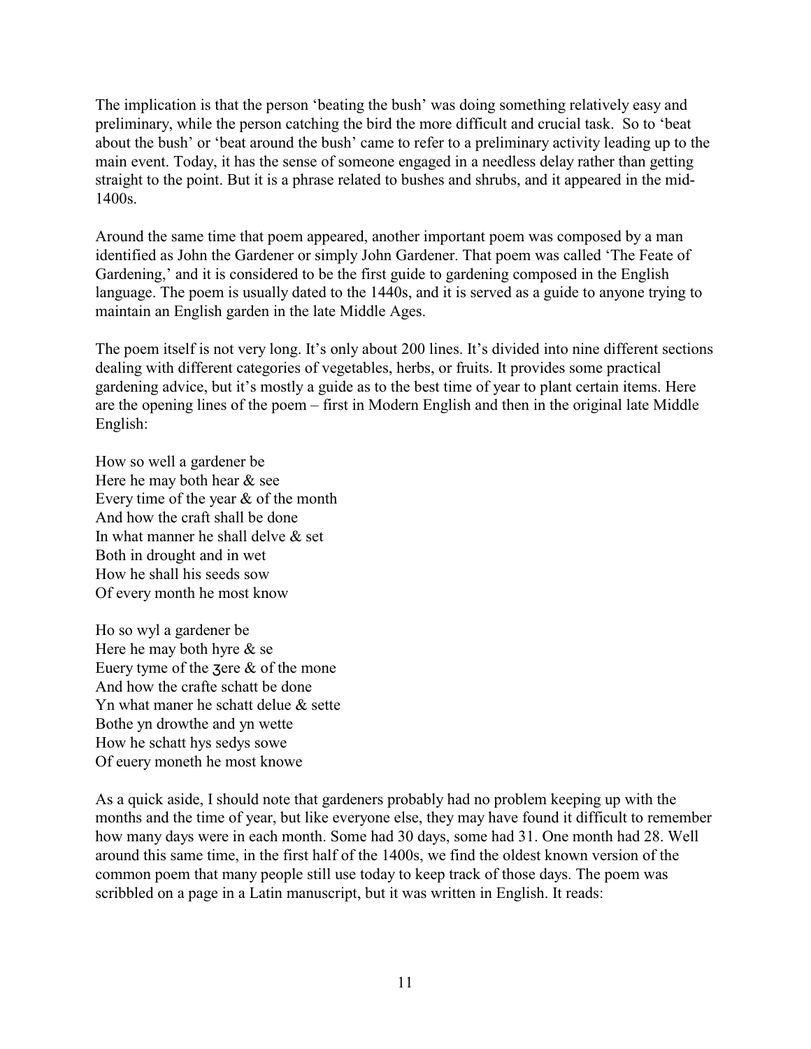The implication is that the person 'beating the bush' was doing something relatively easy and preliminary, while the person catching the bird the more difficult and crucial task. So to 'beat about the bush' or 'beat around the bush' came to refer to a preliminary activity leading up to the main event. Today, it has the sense of someone engaged in a needless delay rather than getting straight to the point. But it is a phrase related to bushes and shrubs, and it appeared in the mid-1400s.

Around the same time that poem appeared, another important poem was composed by a man identified as John the Gardener or simply John Gardener. That poem was called 'The Feate of Gardening,' and it is considered to be the first guide to gardening composed in the English language. The poem is usually dated to the 1440s, and it is served as a guide to anyone trying to maintain an English garden in the late Middle Ages.

The poem itself is not very long. It's only about 200 lines. It's divided into nine different sections dealing with different categories of vegetables, herbs, or fruits. It provides some practical gardening advice, but it's mostly a guide as to the best time of year to plant certain items. Here are the opening lines of the poem – first in Modern English and then in the original late Middle English:

How so well a gardener be  
Here he may both hear & see  
Every time of the year & of the month  
And how the craft shall be done  
In what manner he shall delve & set  
Both in drought and in wet  
How he shall his seeds sow  
Of every month he most know

Ho so wyl a gardener be  
Here he may both hyre & se  
Euery tyme of the ȝere & of the mone  
And how the crafte schatt be done  
Yn what maner he schatt delue & sette  
Bothe yn drowthe and yn wette  
How he schatt hys sedys sowe  
Of euery moneth he most knowe

As a quick aside, I should note that gardeners probably had no problem keeping up with the months and the time of year, but like everyone else, they may have found it difficult to remember how many days were in each month. Some had 30 days, some had 31. One month had 28. Well around this same time, in the first half of the 1400s, we find the oldest known version of the common poem that many people still use today to keep track of those days. The poem was scribbled on a page in a Latin manuscript, but it was written in English. It reads: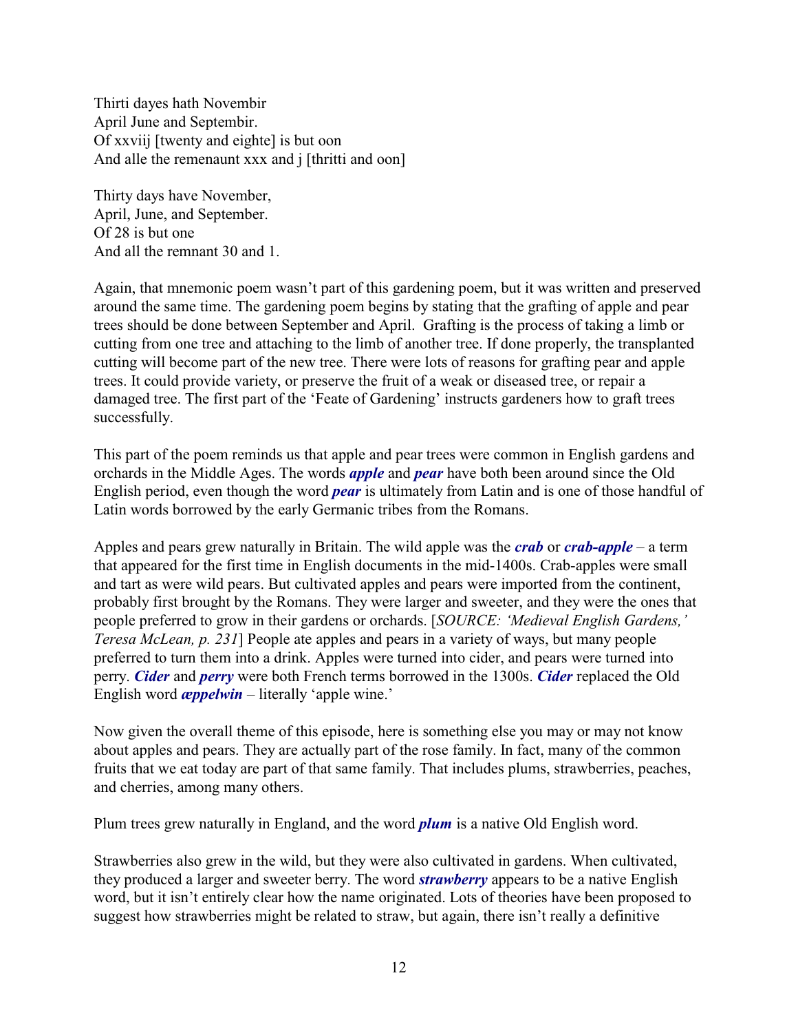Thirti dayes hath Novembir
April June and Septembir.
Of xxviij [twenty and eighte] is but oon
And alle the remenaunt xxx and j [thritti and oon]

Thirty days have November,
April, June, and September.
Of 28 is but one
And all the remnant 30 and 1.

Again, that mnemonic poem wasn't part of this gardening poem, but it was written and preserved around the same time. The gardening poem begins by stating that the grafting of apple and pear trees should be done between September and April. Grafting is the process of taking a limb or cutting from one tree and attaching to the limb of another tree. If done properly, the transplanted cutting will become part of the new tree. There were lots of reasons for grafting pear and apple trees. It could provide variety, or preserve the fruit of a weak or diseased tree, or repair a damaged tree. The first part of the 'Feate of Gardening' instructs gardeners how to graft trees successfully.

This part of the poem reminds us that apple and pear trees were common in English gardens and orchards in the Middle Ages. The words ***apple*** and ***pear*** have both been around since the Old English period, even though the word ***pear*** is ultimately from Latin and is one of those handful of Latin words borrowed by the early Germanic tribes from the Romans.

Apples and pears grew naturally in Britain. The wild apple was the ***crab*** or ***crab-apple*** – a term that appeared for the first time in English documents in the mid-1400s. Crab-apples were small and tart as were wild pears. But cultivated apples and pears were imported from the continent, probably first brought by the Romans. They were larger and sweeter, and they were the ones that people preferred to grow in their gardens or orchards. [*SOURCE: 'Medieval English Gardens,' Teresa McLean, p. 231*] People ate apples and pears in a variety of ways, but many people preferred to turn them into a drink. Apples were turned into cider, and pears were turned into perry. ***Cider*** and ***perry*** were both French terms borrowed in the 1300s. ***Cider*** replaced the Old English word ***æppelwin*** – literally 'apple wine.'

Now given the overall theme of this episode, here is something else you may or may not know about apples and pears. They are actually part of the rose family. In fact, many of the common fruits that we eat today are part of that same family. That includes plums, strawberries, peaches, and cherries, among many others.

Plum trees grew naturally in England, and the word ***plum*** is a native Old English word.

Strawberries also grew in the wild, but they were also cultivated in gardens. When cultivated, they produced a larger and sweeter berry. The word ***strawberry*** appears to be a native English word, but it isn't entirely clear how the name originated. Lots of theories have been proposed to suggest how strawberries might be related to straw, but again, there isn't really a definitive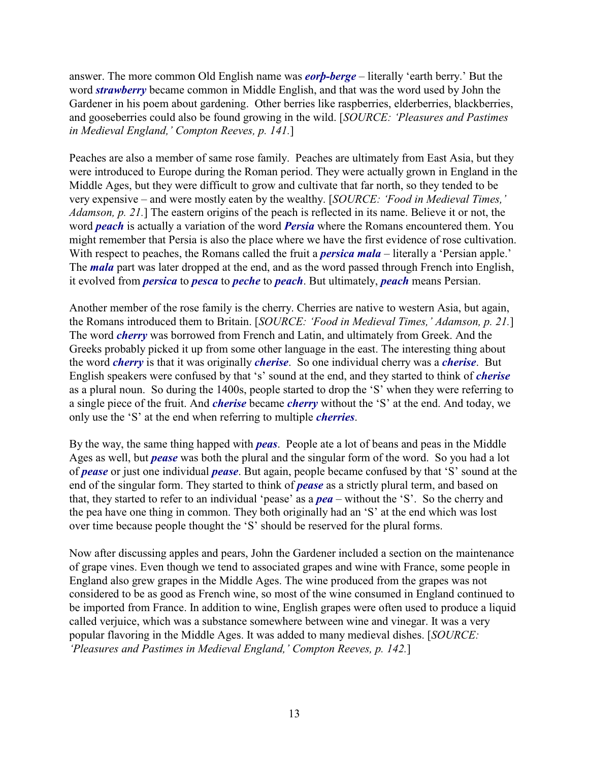answer. The more common Old English name was ***eorþ-berge*** – literally 'earth berry.' But the word ***strawberry*** became common in Middle English, and that was the word used by John the Gardener in his poem about gardening. Other berries like raspberries, elderberries, blackberries, and gooseberries could also be found growing in the wild. [*SOURCE: 'Pleasures and Pastimes in Medieval England,' Compton Reeves, p. 141.*]

Peaches are also a member of same rose family. Peaches are ultimately from East Asia, but they were introduced to Europe during the Roman period. They were actually grown in England in the Middle Ages, but they were difficult to grow and cultivate that far north, so they tended to be very expensive – and were mostly eaten by the wealthy. [*SOURCE: 'Food in Medieval Times,' Adamson, p. 21.*] The eastern origins of the peach is reflected in its name. Believe it or not, the word ***peach*** is actually a variation of the word ***Persia*** where the Romans encountered them. You might remember that Persia is also the place where we have the first evidence of rose cultivation. With respect to peaches, the Romans called the fruit a ***persica mala*** – literally a 'Persian apple.' The ***mala*** part was later dropped at the end, and as the word passed through French into English, it evolved from ***persica*** to ***pesca*** to ***peche*** to ***peach***. But ultimately, ***peach*** means Persian.

Another member of the rose family is the cherry. Cherries are native to western Asia, but again, the Romans introduced them to Britain. [*SOURCE: 'Food in Medieval Times,' Adamson, p. 21.*] The word ***cherry*** was borrowed from French and Latin, and ultimately from Greek. And the Greeks probably picked it up from some other language in the east. The interesting thing about the word ***cherry*** is that it was originally ***cherise***. So one individual cherry was a ***cherise***. But English speakers were confused by that 's' sound at the end, and they started to think of ***cherise*** as a plural noun. So during the 1400s, people started to drop the 'S' when they were referring to a single piece of the fruit. And ***cherise*** became ***cherry*** without the 'S' at the end. And today, we only use the 'S' at the end when referring to multiple ***cherries***.

By the way, the same thing happed with ***peas***. People ate a lot of beans and peas in the Middle Ages as well, but ***pease*** was both the plural and the singular form of the word. So you had a lot of ***pease*** or just one individual ***pease***. But again, people became confused by that 'S' sound at the end of the singular form. They started to think of ***pease*** as a strictly plural term, and based on that, they started to refer to an individual 'pease' as a ***pea*** – without the 'S'. So the cherry and the pea have one thing in common. They both originally had an 'S' at the end which was lost over time because people thought the 'S' should be reserved for the plural forms.

Now after discussing apples and pears, John the Gardener included a section on the maintenance of grape vines. Even though we tend to associated grapes and wine with France, some people in England also grew grapes in the Middle Ages. The wine produced from the grapes was not considered to be as good as French wine, so most of the wine consumed in England continued to be imported from France. In addition to wine, English grapes were often used to produce a liquid called verjuice, which was a substance somewhere between wine and vinegar. It was a very popular flavoring in the Middle Ages. It was added to many medieval dishes. [*SOURCE: 'Pleasures and Pastimes in Medieval England,' Compton Reeves, p. 142.*]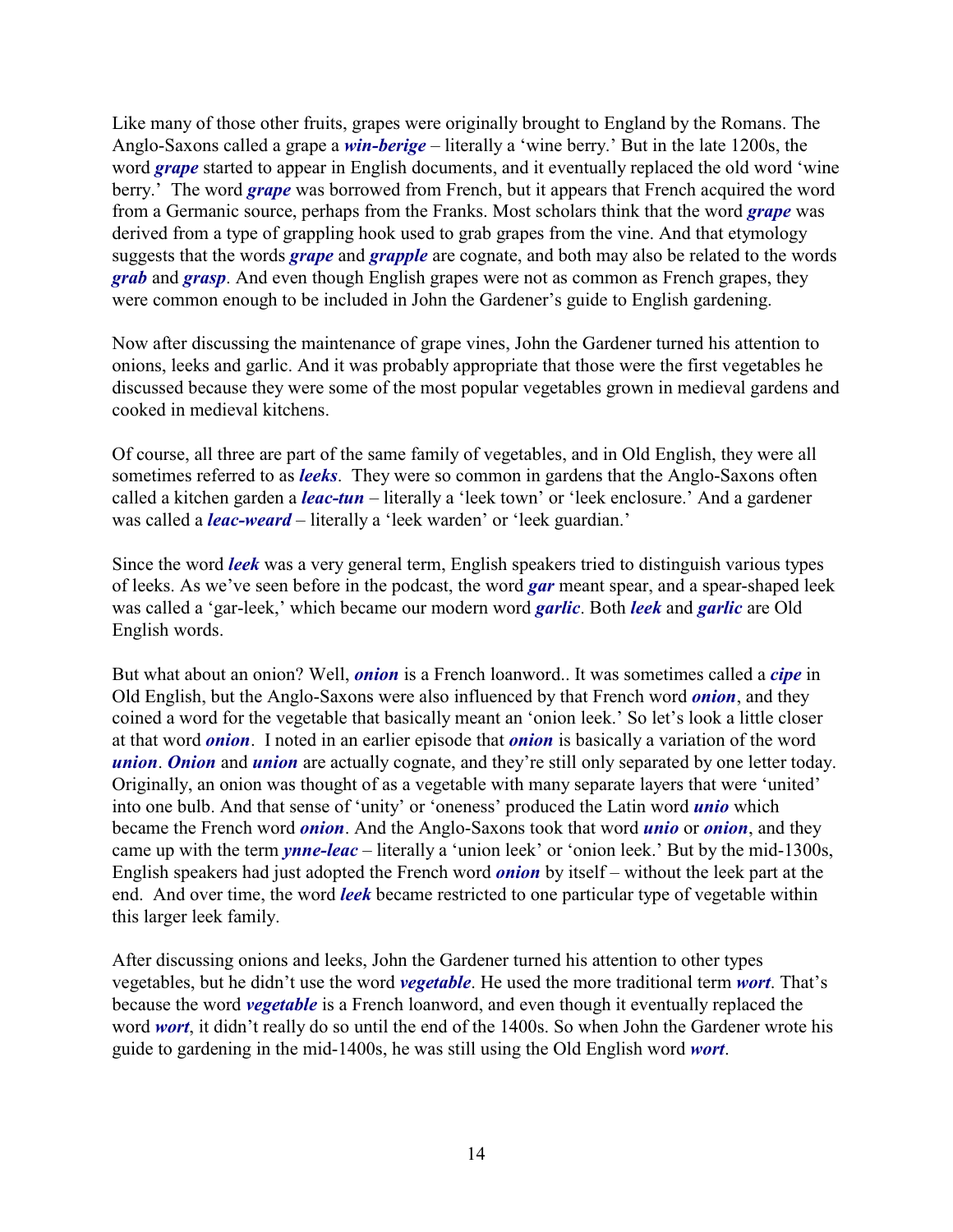Like many of those other fruits, grapes were originally brought to England by the Romans. The Anglo-Saxons called a grape a ***win-berige*** – literally a 'wine berry.' But in the late 1200s, the word ***grape*** started to appear in English documents, and it eventually replaced the old word 'wine berry.' The word ***grape*** was borrowed from French, but it appears that French acquired the word from a Germanic source, perhaps from the Franks. Most scholars think that the word ***grape*** was derived from a type of grappling hook used to grab grapes from the vine. And that etymology suggests that the words ***grape*** and ***grapple*** are cognate, and both may also be related to the words ***grab*** and ***grasp***. And even though English grapes were not as common as French grapes, they were common enough to be included in John the Gardener's guide to English gardening.

Now after discussing the maintenance of grape vines, John the Gardener turned his attention to onions, leeks and garlic. And it was probably appropriate that those were the first vegetables he discussed because they were some of the most popular vegetables grown in medieval gardens and cooked in medieval kitchens.

Of course, all three are part of the same family of vegetables, and in Old English, they were all sometimes referred to as ***leeks***. They were so common in gardens that the Anglo-Saxons often called a kitchen garden a ***leac-tun*** – literally a 'leek town' or 'leek enclosure.' And a gardener was called a ***leac-weard*** – literally a 'leek warden' or 'leek guardian.'

Since the word ***leek*** was a very general term, English speakers tried to distinguish various types of leeks. As we've seen before in the podcast, the word ***gar*** meant spear, and a spear-shaped leek was called a 'gar-leek,' which became our modern word ***garlic***. Both ***leek*** and ***garlic*** are Old English words.

But what about an onion? Well, ***onion*** is a French loanword.. It was sometimes called a ***cipe*** in Old English, but the Anglo-Saxons were also influenced by that French word ***onion***, and they coined a word for the vegetable that basically meant an 'onion leek.' So let's look a little closer at that word ***onion***. I noted in an earlier episode that ***onion*** is basically a variation of the word ***union***. ***Onion*** and ***union*** are actually cognate, and they're still only separated by one letter today. Originally, an onion was thought of as a vegetable with many separate layers that were 'united' into one bulb. And that sense of 'unity' or 'oneness' produced the Latin word ***unio*** which became the French word ***onion***. And the Anglo-Saxons took that word ***unio*** or ***onion***, and they came up with the term ***ynne-leac*** – literally a 'union leek' or 'onion leek.' But by the mid-1300s, English speakers had just adopted the French word ***onion*** by itself – without the leek part at the end. And over time, the word ***leek*** became restricted to one particular type of vegetable within this larger leek family.

After discussing onions and leeks, John the Gardener turned his attention to other types vegetables, but he didn't use the word ***vegetable***. He used the more traditional term ***wort***. That's because the word ***vegetable*** is a French loanword, and even though it eventually replaced the word ***wort***, it didn't really do so until the end of the 1400s. So when John the Gardener wrote his guide to gardening in the mid-1400s, he was still using the Old English word ***wort***.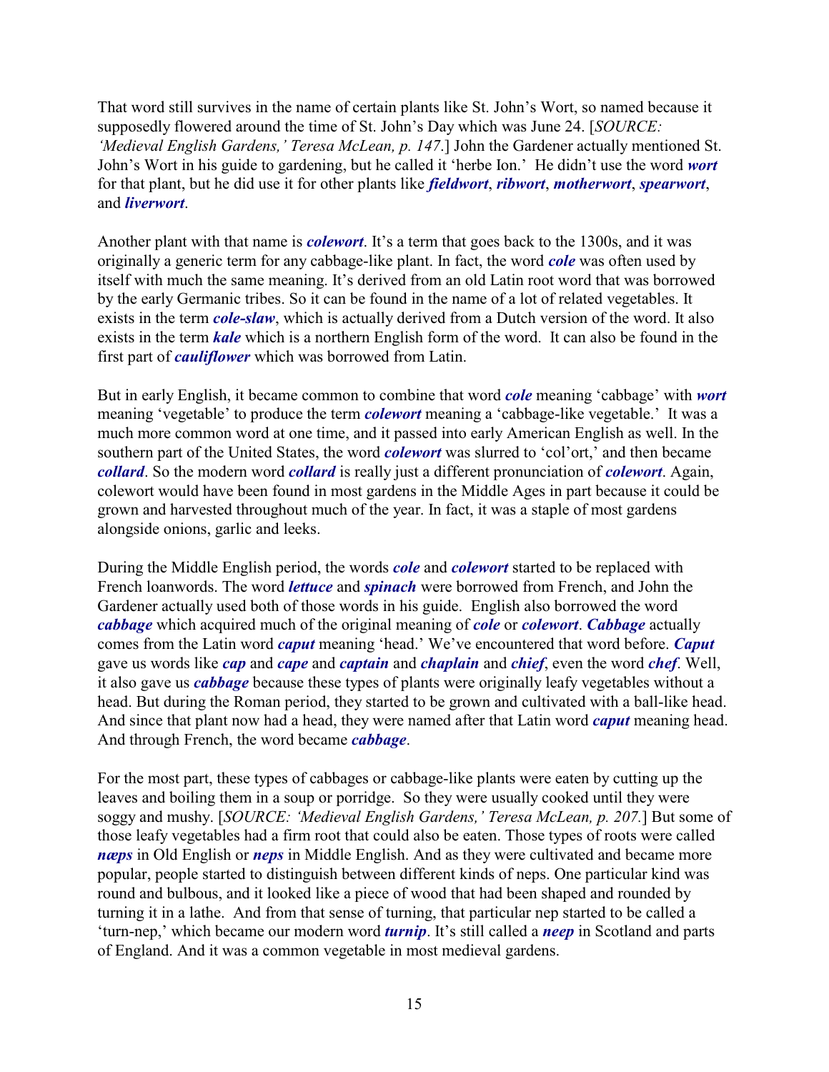That word still survives in the name of certain plants like St. John's Wort, so named because it supposedly flowered around the time of St. John's Day which was June 24. [*SOURCE: 'Medieval English Gardens,' Teresa McLean, p. 147.*] John the Gardener actually mentioned St. John's Wort in his guide to gardening, but he called it 'herbe Ion.' He didn't use the word ***wort*** for that plant, but he did use it for other plants like ***fieldwort***, ***ribwort***, ***motherwort***, ***spearwort***, and ***liverwort***.

Another plant with that name is ***colewort***. It's a term that goes back to the 1300s, and it was originally a generic term for any cabbage-like plant. In fact, the word ***cole*** was often used by itself with much the same meaning. It's derived from an old Latin root word that was borrowed by the early Germanic tribes. So it can be found in the name of a lot of related vegetables. It exists in the term ***cole-slaw***, which is actually derived from a Dutch version of the word. It also exists in the term ***kale*** which is a northern English form of the word. It can also be found in the first part of ***cauliflower*** which was borrowed from Latin.

But in early English, it became common to combine that word ***cole*** meaning 'cabbage' with ***wort*** meaning 'vegetable' to produce the term ***colewort*** meaning a 'cabbage-like vegetable.' It was a much more common word at one time, and it passed into early American English as well. In the southern part of the United States, the word ***colewort*** was slurred to 'col'ort,' and then became ***collard***. So the modern word ***collard*** is really just a different pronunciation of ***colewort***. Again, colewort would have been found in most gardens in the Middle Ages in part because it could be grown and harvested throughout much of the year. In fact, it was a staple of most gardens alongside onions, garlic and leeks.

During the Middle English period, the words ***cole*** and ***colewort*** started to be replaced with French loanwords. The word ***lettuce*** and ***spinach*** were borrowed from French, and John the Gardener actually used both of those words in his guide. English also borrowed the word ***cabbage*** which acquired much of the original meaning of ***cole*** or ***colewort***. ***Cabbage*** actually comes from the Latin word ***caput*** meaning 'head.' We've encountered that word before. ***Caput*** gave us words like ***cap*** and ***cape*** and ***captain*** and ***chaplain*** and ***chief***, even the word ***chef***. Well, it also gave us ***cabbage*** because these types of plants were originally leafy vegetables without a head. But during the Roman period, they started to be grown and cultivated with a ball-like head. And since that plant now had a head, they were named after that Latin word ***caput*** meaning head. And through French, the word became ***cabbage***.

For the most part, these types of cabbages or cabbage-like plants were eaten by cutting up the leaves and boiling them in a soup or porridge. So they were usually cooked until they were soggy and mushy. [*SOURCE: 'Medieval English Gardens,' Teresa McLean, p. 207.*] But some of those leafy vegetables had a firm root that could also be eaten. Those types of roots were called ***næps*** in Old English or ***neps*** in Middle English. And as they were cultivated and became more popular, people started to distinguish between different kinds of neps. One particular kind was round and bulbous, and it looked like a piece of wood that had been shaped and rounded by turning it in a lathe. And from that sense of turning, that particular nep started to be called a 'turn-nep,' which became our modern word ***turnip***. It's still called a ***neep*** in Scotland and parts of England. And it was a common vegetable in most medieval gardens.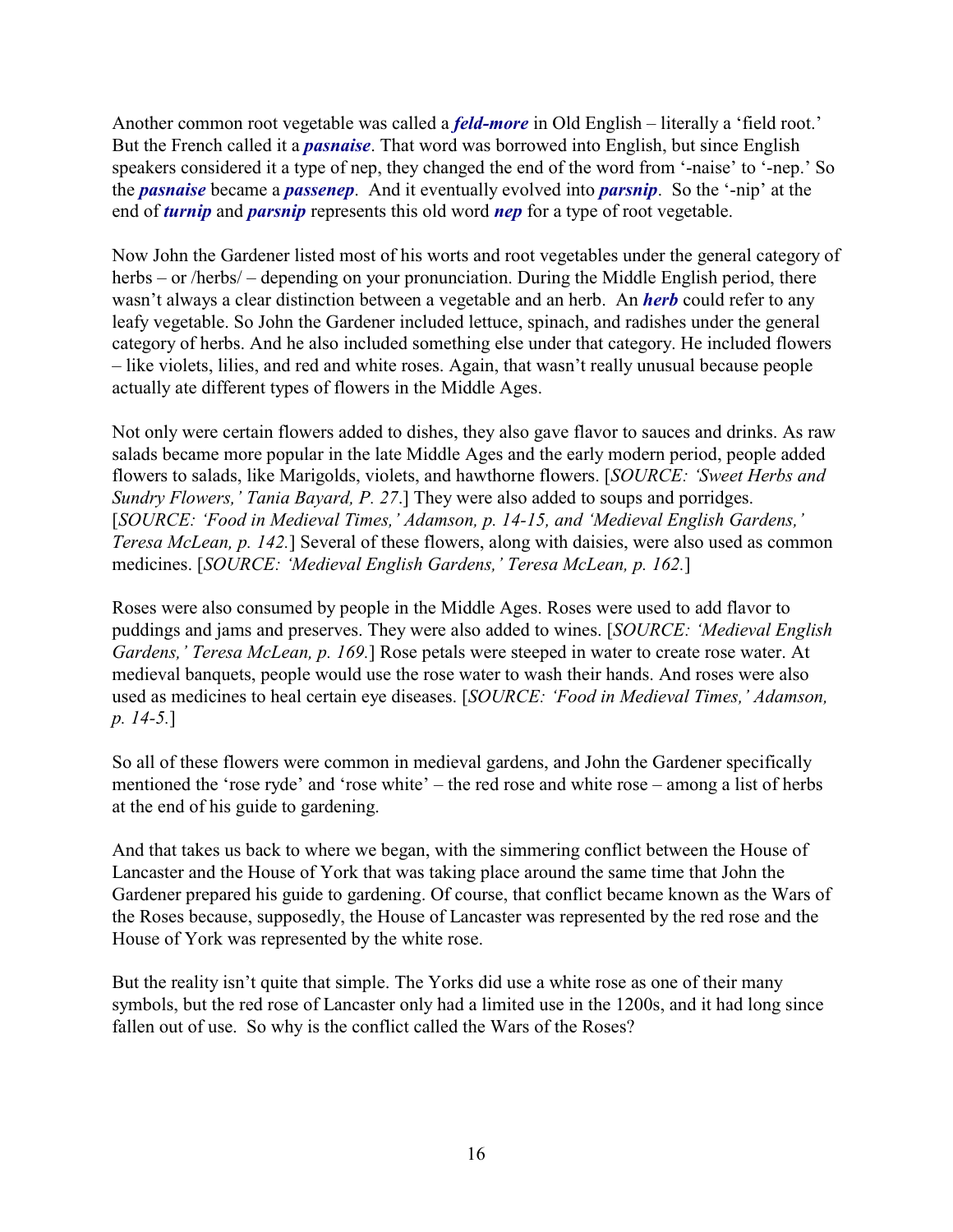Another common root vegetable was called a ***feld-more*** in Old English – literally a 'field root.' But the French called it a ***pasnaise***. That word was borrowed into English, but since English speakers considered it a type of nep, they changed the end of the word from '-naise' to '-nep.' So the ***pasnaise*** became a ***passenep***. And it eventually evolved into ***parsnip***. So the '-nip' at the end of ***turnip*** and ***parsnip*** represents this old word ***nep*** for a type of root vegetable.

Now John the Gardener listed most of his worts and root vegetables under the general category of herbs – or /herbs/ – depending on your pronunciation. During the Middle English period, there wasn't always a clear distinction between a vegetable and an herb. An ***herb*** could refer to any leafy vegetable. So John the Gardener included lettuce, spinach, and radishes under the general category of herbs. And he also included something else under that category. He included flowers – like violets, lilies, and red and white roses. Again, that wasn't really unusual because people actually ate different types of flowers in the Middle Ages.

Not only were certain flowers added to dishes, they also gave flavor to sauces and drinks. As raw salads became more popular in the late Middle Ages and the early modern period, people added flowers to salads, like Marigolds, violets, and hawthorne flowers. [*SOURCE: 'Sweet Herbs and Sundry Flowers,' Tania Bayard, P. 27*.] They were also added to soups and porridges. [*SOURCE: 'Food in Medieval Times,' Adamson, p. 14-15, and 'Medieval English Gardens,' Teresa McLean, p. 142.*] Several of these flowers, along with daisies, were also used as common medicines. [*SOURCE: 'Medieval English Gardens,' Teresa McLean, p. 162.*]

Roses were also consumed by people in the Middle Ages. Roses were used to add flavor to puddings and jams and preserves. They were also added to wines. [*SOURCE: 'Medieval English Gardens,' Teresa McLean, p. 169.*] Rose petals were steeped in water to create rose water. At medieval banquets, people would use the rose water to wash their hands. And roses were also used as medicines to heal certain eye diseases. [*SOURCE: 'Food in Medieval Times,' Adamson, p. 14-5.*]

So all of these flowers were common in medieval gardens, and John the Gardener specifically mentioned the 'rose ryde' and 'rose white' – the red rose and white rose – among a list of herbs at the end of his guide to gardening.

And that takes us back to where we began, with the simmering conflict between the House of Lancaster and the House of York that was taking place around the same time that John the Gardener prepared his guide to gardening. Of course, that conflict became known as the Wars of the Roses because, supposedly, the House of Lancaster was represented by the red rose and the House of York was represented by the white rose.

But the reality isn't quite that simple. The Yorks did use a white rose as one of their many symbols, but the red rose of Lancaster only had a limited use in the 1200s, and it had long since fallen out of use. So why is the conflict called the Wars of the Roses?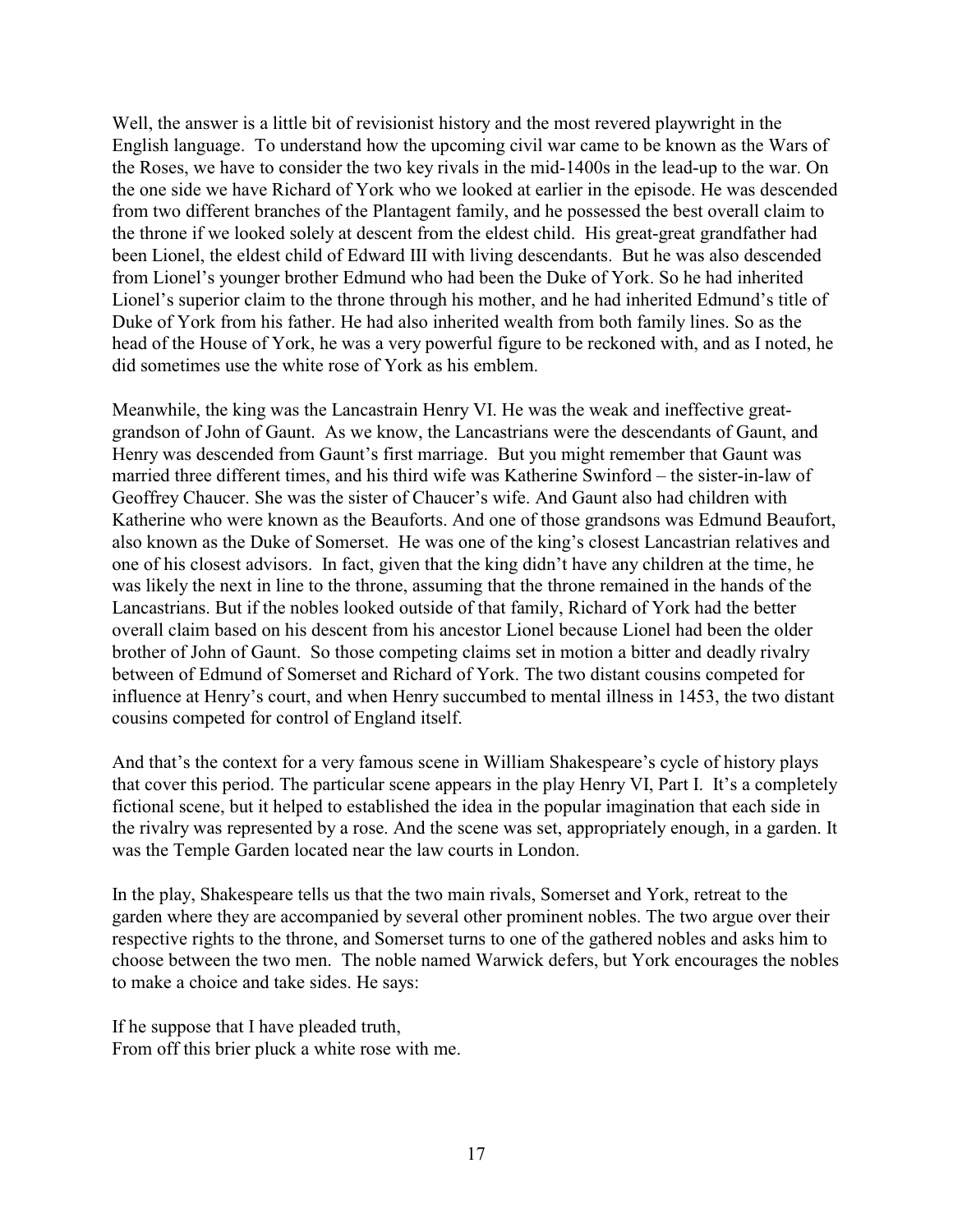Well, the answer is a little bit of revisionist history and the most revered playwright in the English language. To understand how the upcoming civil war came to be known as the Wars of the Roses, we have to consider the two key rivals in the mid-1400s in the lead-up to the war. On the one side we have Richard of York who we looked at earlier in the episode. He was descended from two different branches of the Plantagent family, and he possessed the best overall claim to the throne if we looked solely at descent from the eldest child. His great-great grandfather had been Lionel, the eldest child of Edward III with living descendants. But he was also descended from Lionel's younger brother Edmund who had been the Duke of York. So he had inherited Lionel's superior claim to the throne through his mother, and he had inherited Edmund's title of Duke of York from his father. He had also inherited wealth from both family lines. So as the head of the House of York, he was a very powerful figure to be reckoned with, and as I noted, he did sometimes use the white rose of York as his emblem.

Meanwhile, the king was the Lancastrain Henry VI. He was the weak and ineffective great-grandson of John of Gaunt. As we know, the Lancastrians were the descendants of Gaunt, and Henry was descended from Gaunt's first marriage. But you might remember that Gaunt was married three different times, and his third wife was Katherine Swinford – the sister-in-law of Geoffrey Chaucer. She was the sister of Chaucer's wife. And Gaunt also had children with Katherine who were known as the Beauforts. And one of those grandsons was Edmund Beaufort, also known as the Duke of Somerset. He was one of the king's closest Lancastrian relatives and one of his closest advisors. In fact, given that the king didn't have any children at the time, he was likely the next in line to the throne, assuming that the throne remained in the hands of the Lancastrians. But if the nobles looked outside of that family, Richard of York had the better overall claim based on his descent from his ancestor Lionel because Lionel had been the older brother of John of Gaunt. So those competing claims set in motion a bitter and deadly rivalry between of Edmund of Somerset and Richard of York. The two distant cousins competed for influence at Henry's court, and when Henry succumbed to mental illness in 1453, the two distant cousins competed for control of England itself.

And that's the context for a very famous scene in William Shakespeare's cycle of history plays that cover this period. The particular scene appears in the play Henry VI, Part I. It's a completely fictional scene, but it helped to established the idea in the popular imagination that each side in the rivalry was represented by a rose. And the scene was set, appropriately enough, in a garden. It was the Temple Garden located near the law courts in London.

In the play, Shakespeare tells us that the two main rivals, Somerset and York, retreat to the garden where they are accompanied by several other prominent nobles. The two argue over their respective rights to the throne, and Somerset turns to one of the gathered nobles and asks him to choose between the two men. The noble named Warwick defers, but York encourages the nobles to make a choice and take sides. He says:

If he suppose that I have pleaded truth,
From off this brier pluck a white rose with me.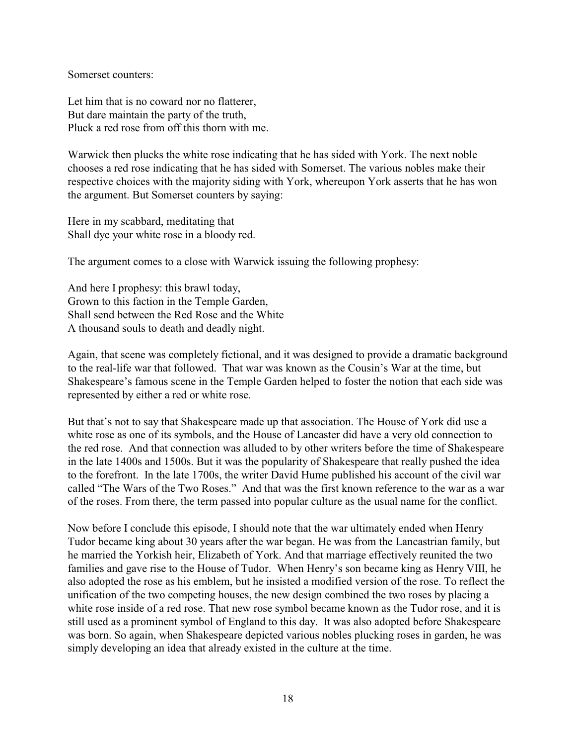Somerset counters:

Let him that is no coward nor no flatterer,  
But dare maintain the party of the truth,  
Pluck a red rose from off this thorn with me.

Warwick then plucks the white rose indicating that he has sided with York. The next noble chooses a red rose indicating that he has sided with Somerset. The various nobles make their respective choices with the majority siding with York, whereupon York asserts that he has won the argument. But Somerset counters by saying:

Here in my scabbard, meditating that  
Shall dye your white rose in a bloody red.

The argument comes to a close with Warwick issuing the following prophesy:

And here I prophesy: this brawl today,  
Grown to this faction in the Temple Garden,  
Shall send between the Red Rose and the White  
A thousand souls to death and deadly night.

Again, that scene was completely fictional, and it was designed to provide a dramatic background to the real-life war that followed. That war was known as the Cousin's War at the time, but Shakespeare's famous scene in the Temple Garden helped to foster the notion that each side was represented by either a red or white rose.

But that's not to say that Shakespeare made up that association. The House of York did use a white rose as one of its symbols, and the House of Lancaster did have a very old connection to the red rose. And that connection was alluded to by other writers before the time of Shakespeare in the late 1400s and 1500s. But it was the popularity of Shakespeare that really pushed the idea to the forefront. In the late 1700s, the writer David Hume published his account of the civil war called "The Wars of the Two Roses." And that was the first known reference to the war as a war of the roses. From there, the term passed into popular culture as the usual name for the conflict.

Now before I conclude this episode, I should note that the war ultimately ended when Henry Tudor became king about 30 years after the war began. He was from the Lancastrian family, but he married the Yorkish heir, Elizabeth of York. And that marriage effectively reunited the two families and gave rise to the House of Tudor. When Henry's son became king as Henry VIII, he also adopted the rose as his emblem, but he insisted a modified version of the rose. To reflect the unification of the two competing houses, the new design combined the two roses by placing a white rose inside of a red rose. That new rose symbol became known as the Tudor rose, and it is still used as a prominent symbol of England to this day. It was also adopted before Shakespeare was born. So again, when Shakespeare depicted various nobles plucking roses in garden, he was simply developing an idea that already existed in the culture at the time.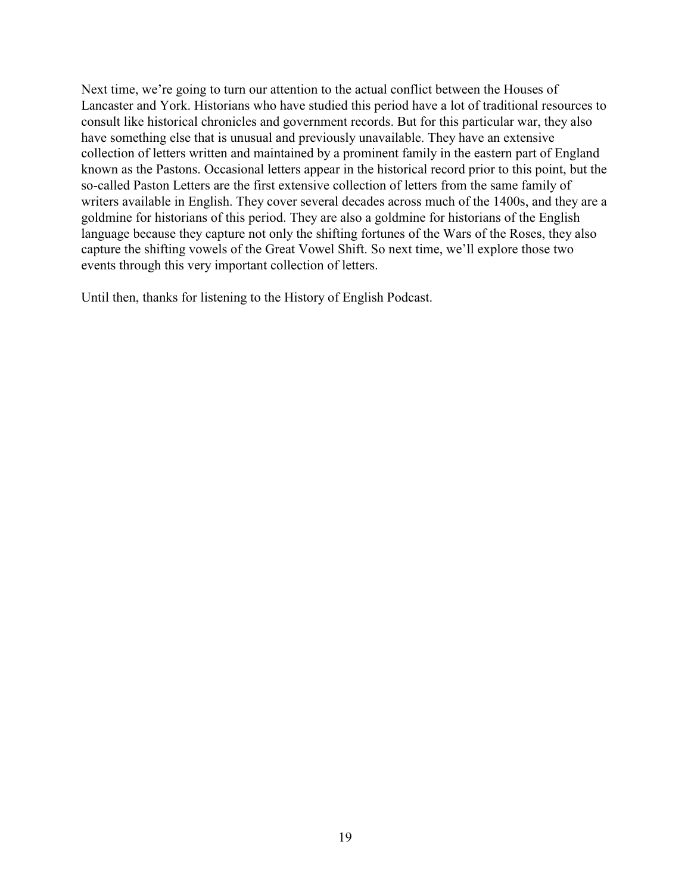Next time, we’re going to turn our attention to the actual conflict between the Houses of Lancaster and York. Historians who have studied this period have a lot of traditional resources to consult like historical chronicles and government records. But for this particular war, they also have something else that is unusual and previously unavailable. They have an extensive collection of letters written and maintained by a prominent family in the eastern part of England known as the Pastons. Occasional letters appear in the historical record prior to this point, but the so-called Paston Letters are the first extensive collection of letters from the same family of writers available in English. They cover several decades across much of the 1400s, and they are a goldmine for historians of this period. They are also a goldmine for historians of the English language because they capture not only the shifting fortunes of the Wars of the Roses, they also capture the shifting vowels of the Great Vowel Shift. So next time, we’ll explore those two events through this very important collection of letters.

Until then, thanks for listening to the History of English Podcast.